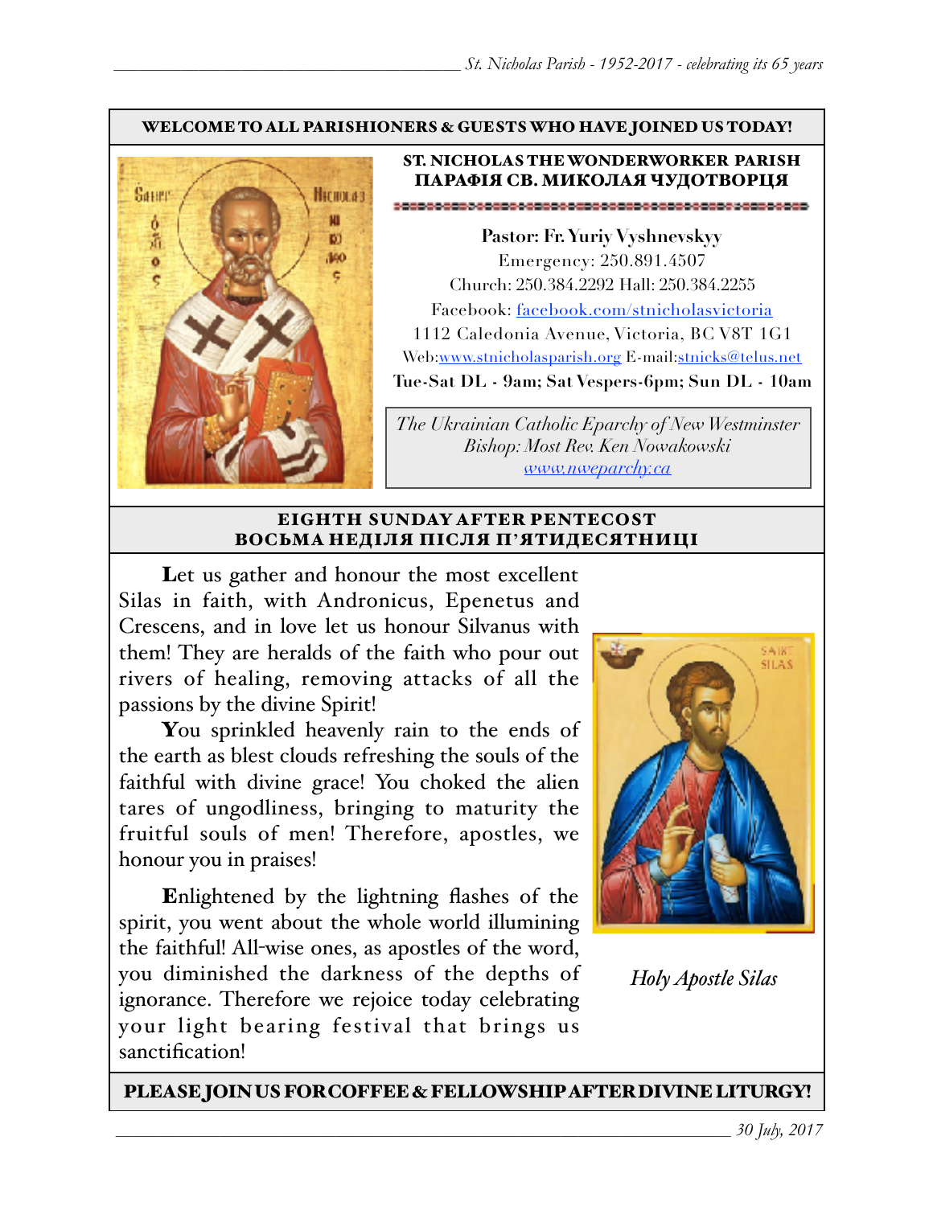**WELCOME TO ALL PARISHIONERS & GUESTS WHO HAVE JOINED US TODAY!**

## ST. NICHOLAS THE WONDERWORKER PARISH
## ПАРАФІЯ СВ. МИКОЛАЯ ЧУДОТВОРЦЯ

**Pastor: Fr. Yuriy Vyshnevskyy**
Emergency: 250.891.4507
Church: 250.384.2292 Hall: 250.384.2255
Facebook: facebook.com/stnicholasvictoria
1112 Caledonia Avenue, Victoria, BC V8T 1G1
Web:www.stnicholasparish.org E-mail:stnicks@telus.net
**Tue-Sat DL - 9am; Sat Vespers-6pm; Sun DL - 10am**

*The Ukrainian Catholic Eparchy of New Westminster*
*Bishop: Most Rev. Ken Nowakowski*
*www.nweparchy.ca*

## EIGHTH SUNDAY AFTER PENTECOST
## ВОСЬМА НЕДІЛЯ ПІСЛЯ П'ЯТИДЕСЯТНИЦІ

**L**et us gather and honour the most excellent Silas in faith, with Andronicus, Epenetus and Crescens, and in love let us honour Silvanus with them! They are heralds of the faith who pour out rivers of healing, removing attacks of all the passions by the divine Spirit!

**Y**ou sprinkled heavenly rain to the ends of the earth as blest clouds refreshing the souls of the faithful with divine grace! You choked the alien tares of ungodliness, bringing to maturity the fruitful souls of men! Therefore, apostles, we honour you in praises!

**E**nlightened by the lightning flashes of the spirit, you went about the whole world illumining the faithful! All-wise ones, as apostles of the word, you diminished the darkness of the depths of ignorance. Therefore we rejoice today celebrating your light bearing festival that brings us sanctification!

*Holy Apostle Silas*

**PLEASE JOIN US FOR COFFEE & FELLOWSHIP AFTER DIVINE LITURGY!**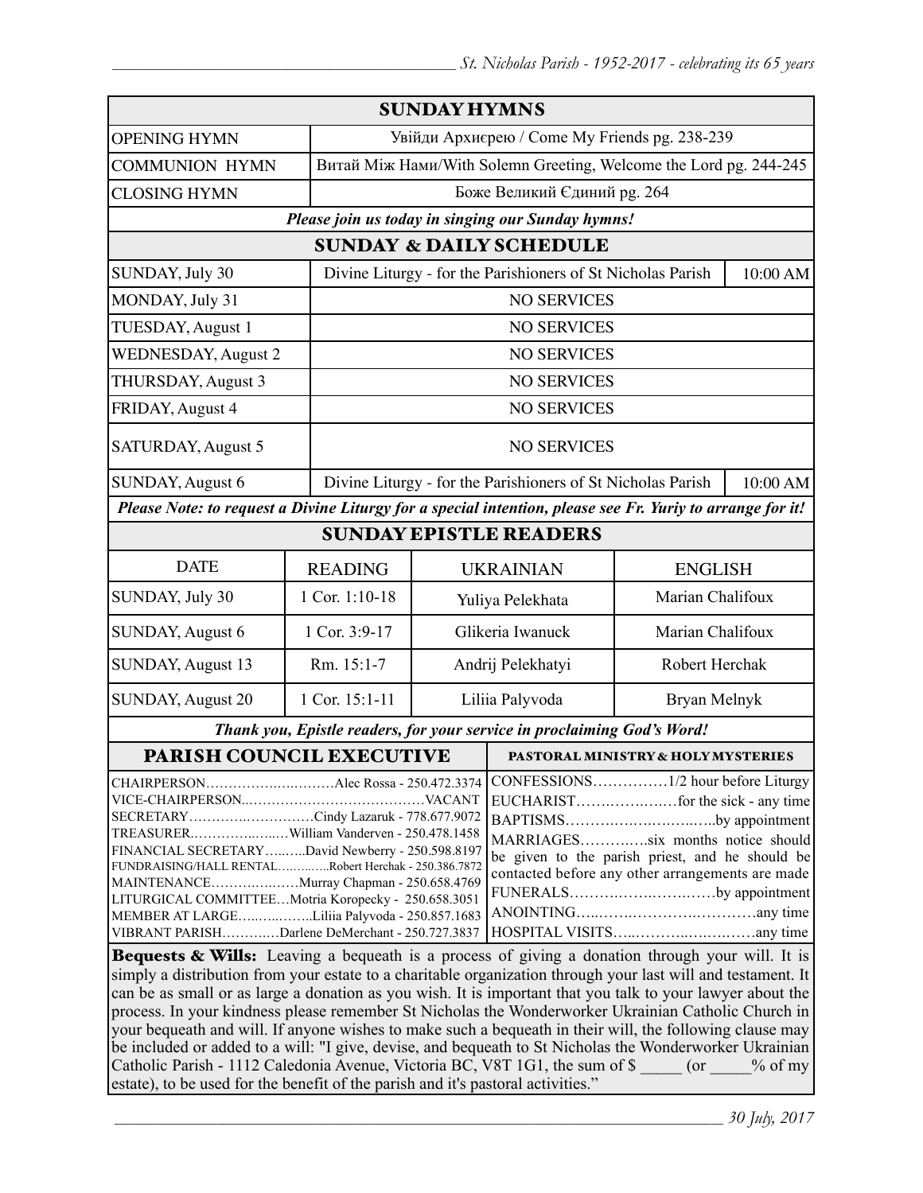## SUNDAY HYMNS

| | |
|---|---|
| OPENING HYMN | Увійди Архиєрею / Come My Friends pg. 238-239 |
| COMMUNION HYMN | Витай Між Нами/With Solemn Greeting, Welcome the Lord pg. 244-245 |
| CLOSING HYMN | Боже Великий Єдиний pg. 264 |

***Please join us today in singing our Sunday hymns!***

## SUNDAY & DAILY SCHEDULE

| | | |
|---|---|---|
| SUNDAY, July 30 | Divine Liturgy - for the Parishioners of St Nicholas Parish | 10:00 AM |
| MONDAY, July 31 | NO SERVICES | |
| TUESDAY, August 1 | NO SERVICES | |
| WEDNESDAY, August 2 | NO SERVICES | |
| THURSDAY, August 3 | NO SERVICES | |
| FRIDAY, August 4 | NO SERVICES | |
| SATURDAY, August 5 | NO SERVICES | |
| SUNDAY, August 6 | Divine Liturgy - for the Parishioners of St Nicholas Parish | 10:00 AM |

***Please Note: to request a Divine Liturgy for a special intention, please see Fr. Yuriy to arrange for it!***

## SUNDAY EPISTLE READERS

| DATE | READING | UKRAINIAN | ENGLISH |
|---|---|---|---|
| SUNDAY, July 30 | 1 Cor. 1:10-18 | Yuliya Pelekhata | Marian Chalifoux |
| SUNDAY, August 6 | 1 Cor. 3:9-17 | Glikeria Iwanuck | Marian Chalifoux |
| SUNDAY, August 13 | Rm. 15:1-7 | Andrij Pelekhatyi | Robert Herchak |
| SUNDAY, August 20 | 1 Cor. 15:1-11 | Liliia Palyvoda | Bryan Melnyk |

***Thank you, Epistle readers, for your service in proclaiming God's Word!***

## PARISH COUNCIL EXECUTIVE

CHAIRPERSON……………..………Alec Rossa - 250.472.3374
VICE-CHAIRPERSON..…………………………………VACANT
SECRETARY……………………….Cindy Lazaruk - 778.677.9072
TREASURER.……………..…..William Vanderven - 250.478.1458
FINANCIAL SECRETARY…..…..David Newberry - 250.598.8197
FUNDRAISING/HALL RENTAL…………..Robert Herchak - 250.386.7872
MAINTENANCE………..………Murray Chapman - 250.658.4769
LITURGICAL COMMITTEE…Motria Koropecky - 250.658.3051
MEMBER AT LARGE…..…..……..Liliia Palyvoda - 250.857.1683
VIBRANT PARISH…………Darlene DeMerchant - 250.727.3837

## PASTORAL MINISTRY & HOLY MYSTERIES

CONFESSIONS……………1/2 hour before Liturgy
EUCHARIST…….……..…for the sick - any time
BAPTISMS……….…….………..…..by appointment
MARRIAGES……….….six months notice should be given to the parish priest, and he should be contacted before any other arrangements are made
FUNERALS……….……….……….by appointment
ANOINTING…..……..………….………any time
HOSPITAL VISITS…..……….…….…….any time

**Bequests & Wills:** Leaving a bequeath is a process of giving a donation through your will. It is simply a distribution from your estate to a charitable organization through your last will and testament. It can be as small or as large a donation as you wish. It is important that you talk to your lawyer about the process. In your kindness please remember St Nicholas the Wonderworker Ukrainian Catholic Church in your bequeath and will. If anyone wishes to make such a bequeath in their will, the following clause may be included or added to a will: "I give, devise, and bequeath to St Nicholas the Wonderworker Ukrainian Catholic Parish - 1112 Caledonia Avenue, Victoria BC, V8T 1G1, the sum of $ _____ (or _____% of my estate), to be used for the benefit of the parish and it's pastoral activities."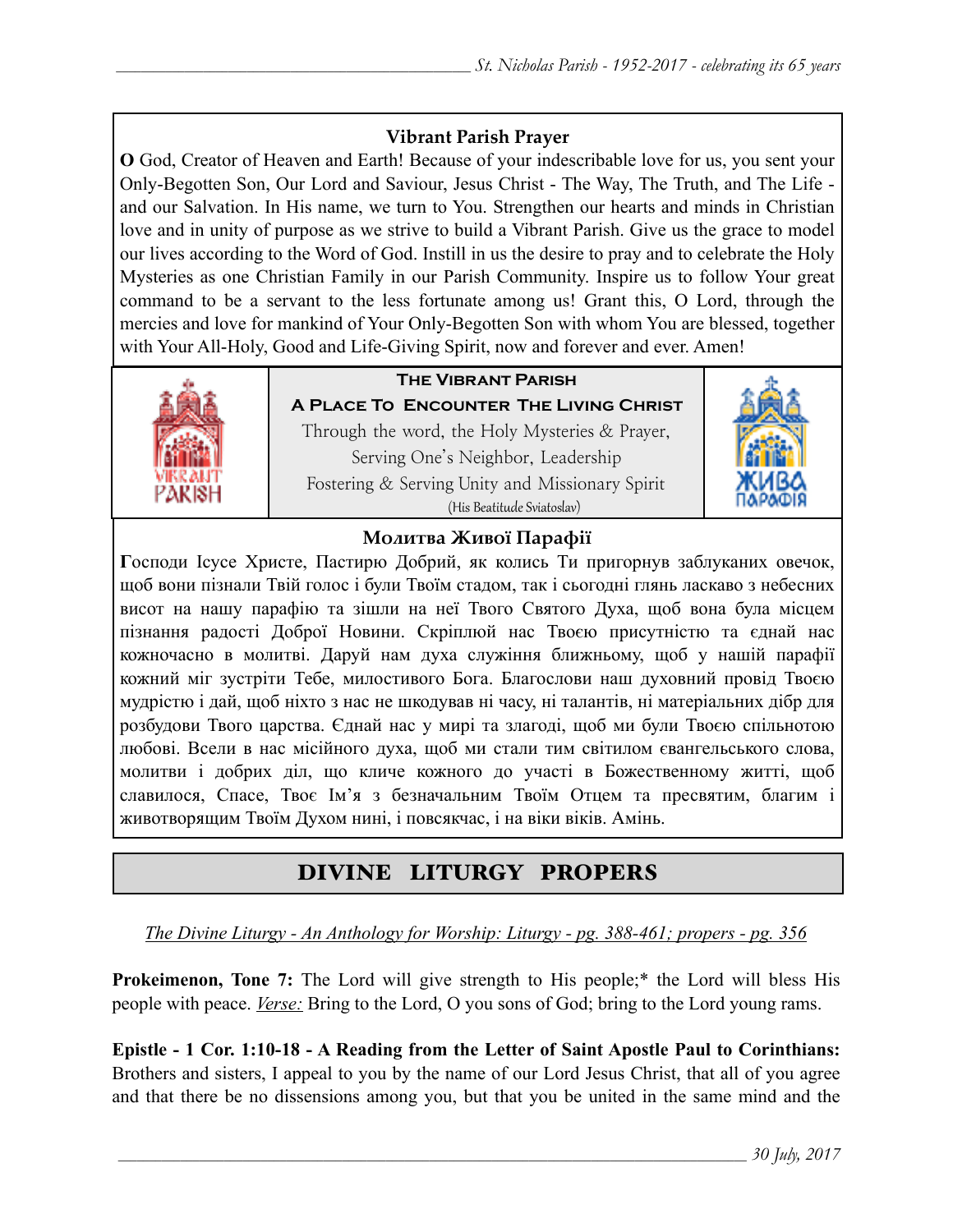### Vibrant Parish Prayer

**O** God, Creator of Heaven and Earth! Because of your indescribable love for us, you sent your Only-Begotten Son, Our Lord and Saviour, Jesus Christ - The Way, The Truth, and The Life - and our Salvation. In His name, we turn to You. Strengthen our hearts and minds in Christian love and in unity of purpose as we strive to build a Vibrant Parish. Give us the grace to model our lives according to the Word of God. Instill in us the desire to pray and to celebrate the Holy Mysteries as one Christian Family in our Parish Community. Inspire us to follow Your great command to be a servant to the less fortunate among us! Grant this, O Lord, through the mercies and love for mankind of Your Only-Begotten Son with whom You are blessed, together with Your All-Holy, Good and Life-Giving Spirit, now and forever and ever. Amen!

**The Vibrant Parish**

**A Place To Encounter The Living Christ**

Through the word, the Holy Mysteries & Prayer,
Serving One's Neighbor, Leadership
Fostering & Serving Unity and Missionary Spirit
(His Beatitude Sviatoslav)

### Молитва Живої Парафії

**Г**осподи Ісусе Христе, Пастирю Добрий, як колись Ти пригорнув заблуканих овечок, щоб вони пізнали Твій голос і були Твоїм стадом, так і сьогодні глянь ласкаво з небесних висот на нашу парафію та зішли на неї Твого Святого Духа, щоб вона була місцем пізнання радості Доброї Новини. Скріплюй нас Твоєю присутністю та єднай нас кожночасно в молитві. Даруй нам духа служіння ближньому, щоб у нашій парафії кожний міг зустріти Тебе, милостивого Бога. Благослови наш духовний провід Твоєю мудрістю і дай, щоб ніхто з нас не шкодував ні часу, ні талантів, ні матеріальних дібр для розбудови Твого царства. Єднай нас у мирі та злагоді, щоб ми були Твоєю спільнотою любові. Всели в нас місійного духа, щоб ми стали тим світилом євангельського слова, молитви і добрих діл, що кличе кожного до участі в Божественному житті, щоб славилося, Спасе, Твоє Ім'я з безначальним Твоїм Отцем та пресвятим, благим і животворящим Твоїм Духом нині, і повсякчас, і на віки віків. Амінь.

## DIVINE LITURGY PROPERS

*The Divine Liturgy - An Anthology for Worship: Liturgy - pg. 388-461; propers - pg. 356*

**Prokeimenon, Tone 7:** The Lord will give strength to His people;* the Lord will bless His people with peace. *Verse:* Bring to the Lord, O you sons of God; bring to the Lord young rams.

**Epistle - 1 Cor. 1:10-18 - A Reading from the Letter of Saint Apostle Paul to Corinthians:** Brothers and sisters, I appeal to you by the name of our Lord Jesus Christ, that all of you agree and that there be no dissensions among you, but that you be united in the same mind and the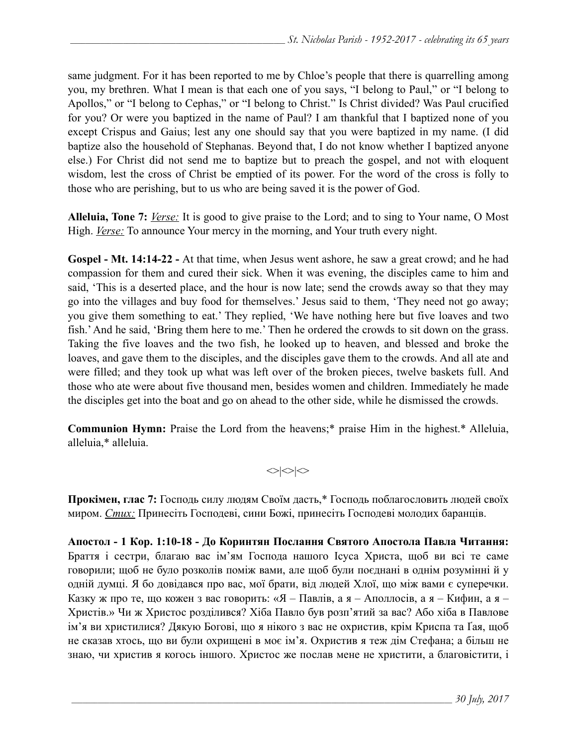same judgment. For it has been reported to me by Chloe's people that there is quarrelling among you, my brethren. What I mean is that each one of you says, "I belong to Paul," or "I belong to Apollos," or "I belong to Cephas," or "I belong to Christ." Is Christ divided? Was Paul crucified for you? Or were you baptized in the name of Paul? I am thankful that I baptized none of you except Crispus and Gaius; lest any one should say that you were baptized in my name. (I did baptize also the household of Stephanas. Beyond that, I do not know whether I baptized anyone else.) For Christ did not send me to baptize but to preach the gospel, and not with eloquent wisdom, lest the cross of Christ be emptied of its power. For the word of the cross is folly to those who are perishing, but to us who are being saved it is the power of God.

**Alleluia, Tone 7:** *Verse:* It is good to give praise to the Lord; and to sing to Your name, O Most High. *Verse:* To announce Your mercy in the morning, and Your truth every night.

**Gospel - Mt. 14:14-22 -** At that time, when Jesus went ashore, he saw a great crowd; and he had compassion for them and cured their sick. When it was evening, the disciples came to him and said, 'This is a deserted place, and the hour is now late; send the crowds away so that they may go into the villages and buy food for themselves.' Jesus said to them, 'They need not go away; you give them something to eat.' They replied, 'We have nothing here but five loaves and two fish.' And he said, 'Bring them here to me.' Then he ordered the crowds to sit down on the grass. Taking the five loaves and the two fish, he looked up to heaven, and blessed and broke the loaves, and gave them to the disciples, and the disciples gave them to the crowds. And all ate and were filled; and they took up what was left over of the broken pieces, twelve baskets full. And those who ate were about five thousand men, besides women and children. Immediately he made the disciples get into the boat and go on ahead to the other side, while he dismissed the crowds.

**Communion Hymn:** Praise the Lord from the heavens;* praise Him in the highest.* Alleluia, alleluia,* alleluia.

<>|<>|<>

**Прокімен, глас 7:** Господь силу людям Своїм дасть,* Господь поблагословить людей своїх миром. *Стих:* Принесіть Господеві, сини Божі, принесіть Господеві молодих баранців.

**Апостол - 1 Кор. 1:10-18 - До Коринтян Послання Святого Апостола Павла Читання:** Браття і сестри, благаю вас ім'ям Господа нашого Ісуса Христа, щоб ви всі те саме говорили; щоб не було розколів поміж вами, але щоб були поєднані в однім розумінні й у одній думці. Я бо довідався про вас, мої брати, від людей Хлої, що між вами є суперечки. Кажу ж про те, що кожен з вас говорить: «Я – Павлів, а я – Аполлосів, а я – Кифин, а я – Христів.» Чи ж Христос розділився? Хіба Павло був розп'ятий за вас? Або хіба в Павлове ім'я ви христилися? Дякую Богові, що я нікого з вас не охристив, крім Криспа та Ґая, щоб не сказав хтось, що ви були охрищені в моє ім'я. Охристив я теж дім Стефана; а більш не знаю, чи христив я когось іншого. Христос же послав мене не христити, а благовістити, і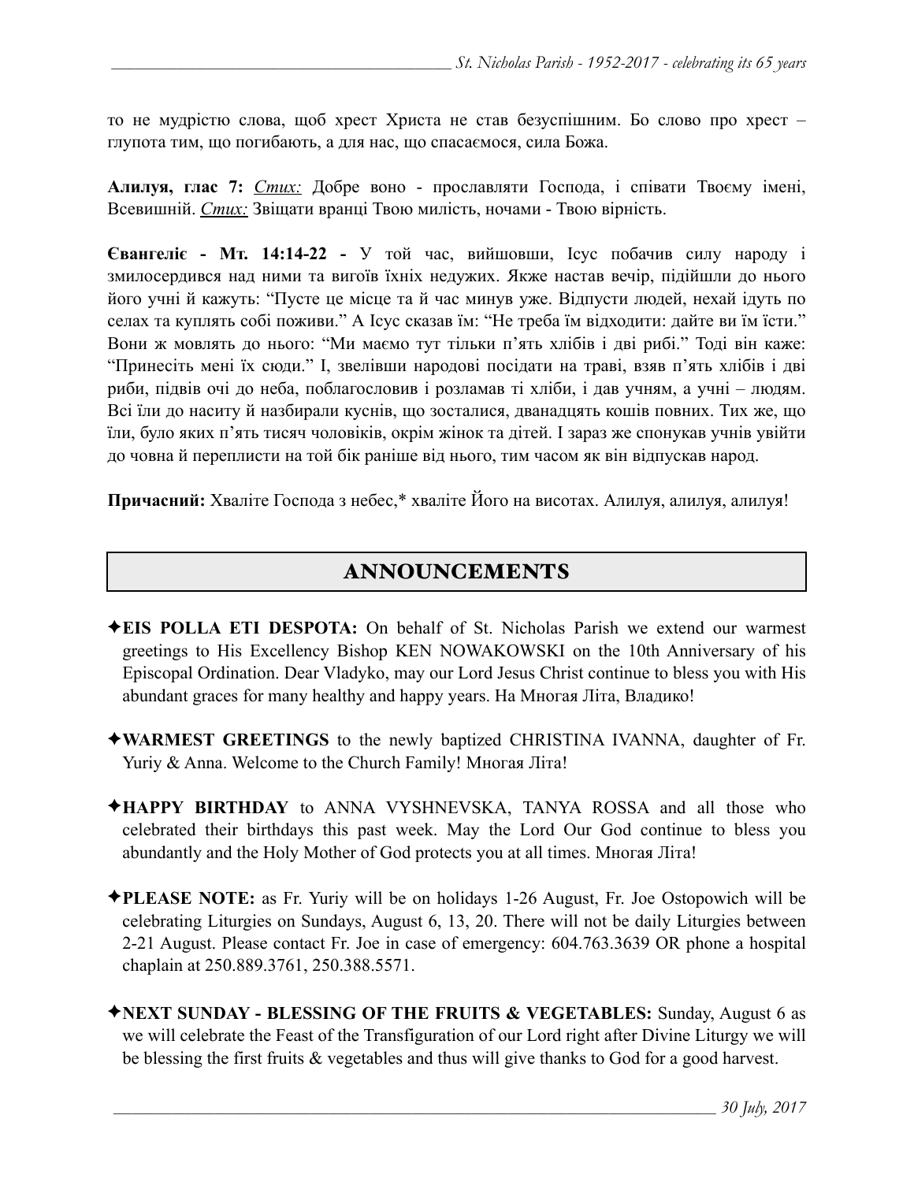то не мудрістю слова, щоб хрест Христа не став безуспішним. Бо слово про хрест – глупота тим, що погибають, а для нас, що спасаємося, сила Божа.

**Алилуя, глас 7:** *Стих:* Добре воно - прославляти Господа, і співати Твоєму імені, Всевишній. *Стих:* Звіщати вранці Твою милість, ночами - Твою вірність.

**Євангеліє - Мт. 14:14-22 -** У той час, вийшовши, Ісус побачив силу народу і змилосердився над ними та вигоїв їхніх недужих. Якже настав вечір, підійшли до нього його учні й кажуть: "Пусте це місце та й час минув уже. Відпусти людей, нехай ідуть по селах та куплять собі поживи." А Ісус сказав їм: "Не треба їм відходити: дайте ви їм їсти." Вони ж мовлять до нього: "Ми маємо тут тільки п'ять хлібів і дві рибі." Тоді він каже: "Принесіть мені їх сюди." І, звелівши народові посідати на траві, взяв п'ять хлібів і дві риби, підвів очі до неба, поблагословив і розламав ті хліби, і дав учням, а учні – людям. Всі їли до наситу й назбирали куснів, що зосталися, дванадцять кошів повних. Тих же, що їли, було яких п'ять тисяч чоловіків, окрім жінок та дітей. І зараз же спонукав учнів увійти до човна й переплисти на той бік раніше від нього, тим часом як він відпускав народ.

**Причасний:** Хваліте Господа з небес,* хваліте Його на висотах. Алилуя, алилуя, алилуя!

## ANNOUNCEMENTS

✦**EIS POLLA ETI DESPOTA:** On behalf of St. Nicholas Parish we extend our warmest greetings to His Excellency Bishop KEN NOWAKOWSKI on the 10th Anniversary of his Episcopal Ordination. Dear Vladyko, may our Lord Jesus Christ continue to bless you with His abundant graces for many healthy and happy years. На Многая Літа, Владико!

✦**WARMEST GREETINGS** to the newly baptized CHRISTINA IVANNA, daughter of Fr. Yuriy & Anna. Welcome to the Church Family! Многая Літа!

✦**HAPPY BIRTHDAY** to ANNA VYSHNEVSKA, TANYA ROSSA and all those who celebrated their birthdays this past week. May the Lord Our God continue to bless you abundantly and the Holy Mother of God protects you at all times. Многая Літа!

✦**PLEASE NOTE:** as Fr. Yuriy will be on holidays 1-26 August, Fr. Joe Ostopowich will be celebrating Liturgies on Sundays, August 6, 13, 20. There will not be daily Liturgies between 2-21 August. Please contact Fr. Joe in case of emergency: 604.763.3639 OR phone a hospital chaplain at 250.889.3761, 250.388.5571.

✦**NEXT SUNDAY - BLESSING OF THE FRUITS & VEGETABLES:** Sunday, August 6 as we will celebrate the Feast of the Transfiguration of our Lord right after Divine Liturgy we will be blessing the first fruits & vegetables and thus will give thanks to God for a good harvest.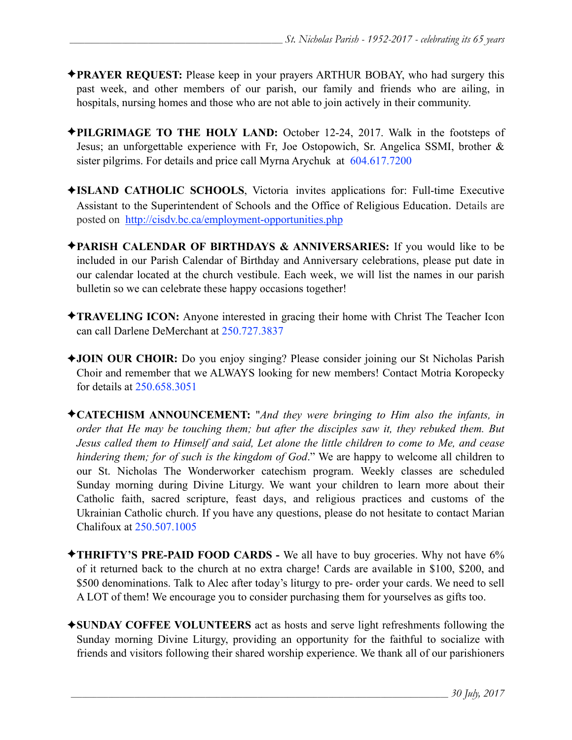✦**PRAYER REQUEST:** Please keep in your prayers ARTHUR BOBAY, who had surgery this past week, and other members of our parish, our family and friends who are ailing, in hospitals, nursing homes and those who are not able to join actively in their community.

✦**PILGRIMAGE TO THE HOLY LAND:** October 12-24, 2017. Walk in the footsteps of Jesus; an unforgettable experience with Fr, Joe Ostopowich, Sr. Angelica SSMI, brother & sister pilgrims. For details and price call Myrna Arychuk at 604.617.7200

✦**ISLAND CATHOLIC SCHOOLS**, Victoria invites applications for: Full-time Executive Assistant to the Superintendent of Schools and the Office of Religious Education. Details are posted on http://cisdv.bc.ca/employment-opportunities.php

✦**PARISH CALENDAR OF BIRTHDAYS & ANNIVERSARIES:** If you would like to be included in our Parish Calendar of Birthday and Anniversary celebrations, please put date in our calendar located at the church vestibule. Each week, we will list the names in our parish bulletin so we can celebrate these happy occasions together!

✦**TRAVELING ICON:** Anyone interested in gracing their home with Christ The Teacher Icon can call Darlene DeMerchant at 250.727.3837

✦**JOIN OUR CHOIR:** Do you enjoy singing? Please consider joining our St Nicholas Parish Choir and remember that we ALWAYS looking for new members! Contact Motria Koropecky for details at 250.658.3051

✦**CATECHISM ANNOUNCEMENT:** "*And they were bringing to Him also the infants, in order that He may be touching them; but after the disciples saw it, they rebuked them. But Jesus called them to Himself and said, Let alone the little children to come to Me, and cease hindering them; for of such is the kingdom of God*." We are happy to welcome all children to our St. Nicholas The Wonderworker catechism program. Weekly classes are scheduled Sunday morning during Divine Liturgy. We want your children to learn more about their Catholic faith, sacred scripture, feast days, and religious practices and customs of the Ukrainian Catholic church. If you have any questions, please do not hesitate to contact Marian Chalifoux at 250.507.1005

✦**THRIFTY'S PRE-PAID FOOD CARDS -** We all have to buy groceries. Why not have 6% of it returned back to the church at no extra charge! Cards are available in $100, $200, and $500 denominations. Talk to Alec after today's liturgy to pre- order your cards. We need to sell A LOT of them! We encourage you to consider purchasing them for yourselves as gifts too.

✦**SUNDAY COFFEE VOLUNTEERS** act as hosts and serve light refreshments following the Sunday morning Divine Liturgy, providing an opportunity for the faithful to socialize with friends and visitors following their shared worship experience. We thank all of our parishioners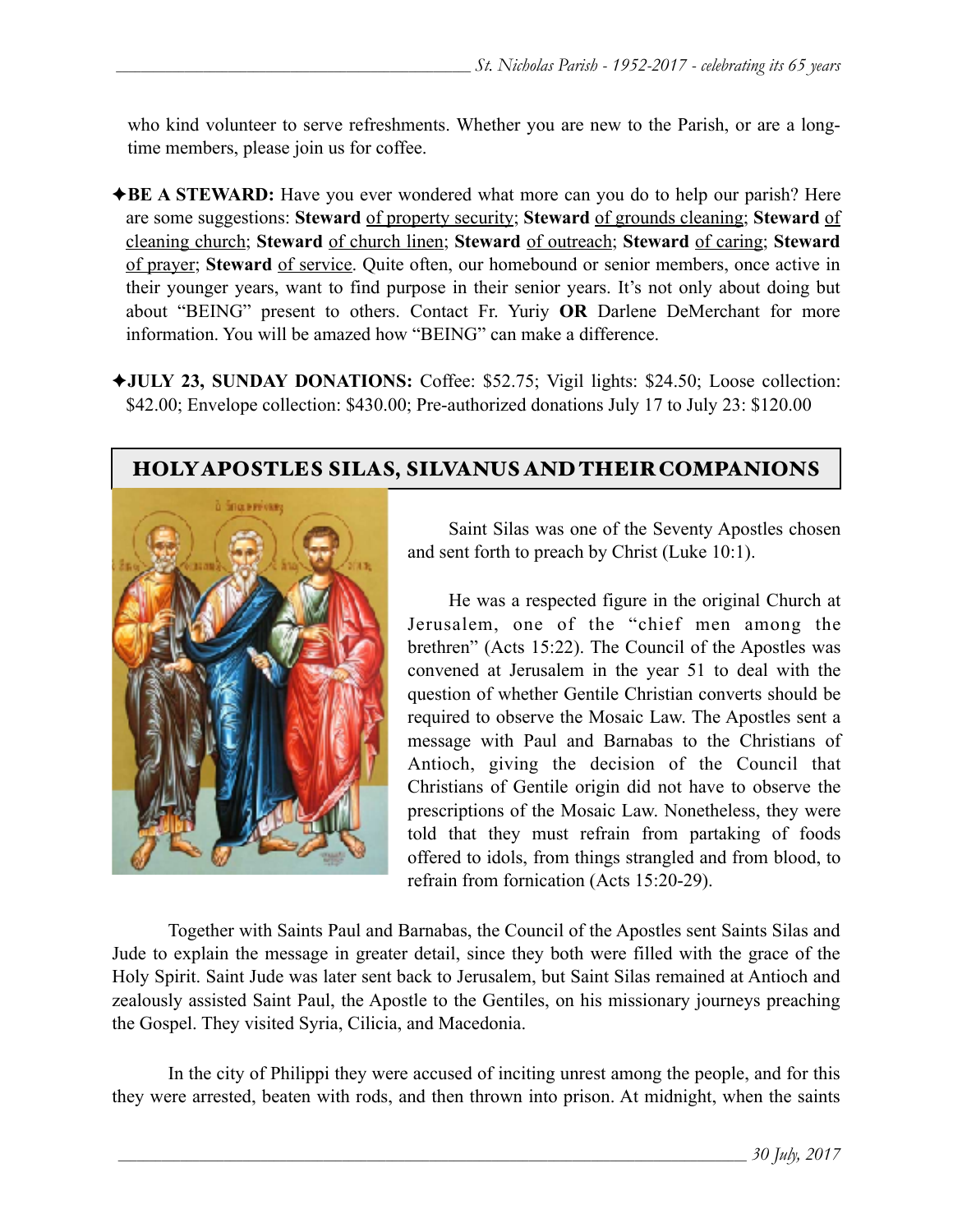who kind volunteer to serve refreshments. Whether you are new to the Parish, or are a long-time members, please join us for coffee.

✦**BE A STEWARD:** Have you ever wondered what more can you do to help our parish? Here are some suggestions: **Steward** of property security; **Steward** of grounds cleaning; **Steward** of cleaning church; **Steward** of church linen; **Steward** of outreach; **Steward** of caring; **Steward** of prayer; **Steward** of service. Quite often, our homebound or senior members, once active in their younger years, want to find purpose in their senior years. It's not only about doing but about "BEING" present to others. Contact Fr. Yuriy **OR** Darlene DeMerchant for more information. You will be amazed how "BEING" can make a difference.

✦**JULY 23, SUNDAY DONATIONS:** Coffee: $52.75; Vigil lights: $24.50; Loose collection: $42.00; Envelope collection: $430.00; Pre-authorized donations July 17 to July 23: $120.00

## HOLY APOSTLES SILAS, SILVANUS AND THEIR COMPANIONS

Saint Silas was one of the Seventy Apostles chosen and sent forth to preach by Christ (Luke 10:1).

He was a respected figure in the original Church at Jerusalem, one of the "chief men among the brethren" (Acts 15:22). The Council of the Apostles was convened at Jerusalem in the year 51 to deal with the question of whether Gentile Christian converts should be required to observe the Mosaic Law. The Apostles sent a message with Paul and Barnabas to the Christians of Antioch, giving the decision of the Council that Christians of Gentile origin did not have to observe the prescriptions of the Mosaic Law. Nonetheless, they were told that they must refrain from partaking of foods offered to idols, from things strangled and from blood, to refrain from fornication (Acts 15:20-29).

Together with Saints Paul and Barnabas, the Council of the Apostles sent Saints Silas and Jude to explain the message in greater detail, since they both were filled with the grace of the Holy Spirit. Saint Jude was later sent back to Jerusalem, but Saint Silas remained at Antioch and zealously assisted Saint Paul, the Apostle to the Gentiles, on his missionary journeys preaching the Gospel. They visited Syria, Cilicia, and Macedonia.

In the city of Philippi they were accused of inciting unrest among the people, and for this they were arrested, beaten with rods, and then thrown into prison. At midnight, when the saints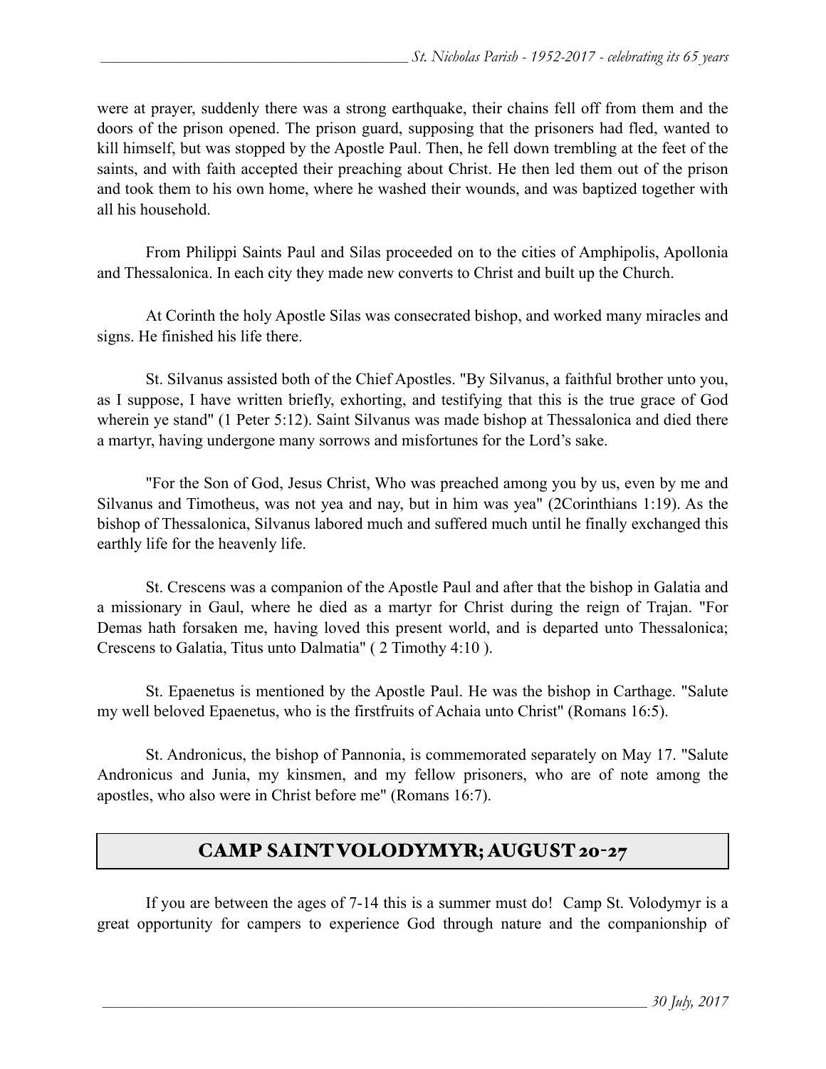were at prayer, suddenly there was a strong earthquake, their chains fell off from them and the doors of the prison opened. The prison guard, supposing that the prisoners had fled, wanted to kill himself, but was stopped by the Apostle Paul. Then, he fell down trembling at the feet of the saints, and with faith accepted their preaching about Christ. He then led them out of the prison and took them to his own home, where he washed their wounds, and was baptized together with all his household.

From Philippi Saints Paul and Silas proceeded on to the cities of Amphipolis, Apollonia and Thessalonica. In each city they made new converts to Christ and built up the Church.

At Corinth the holy Apostle Silas was consecrated bishop, and worked many miracles and signs. He finished his life there.

St. Silvanus assisted both of the Chief Apostles. "By Silvanus, a faithful brother unto you, as I suppose, I have written briefly, exhorting, and testifying that this is the true grace of God wherein ye stand" (1 Peter 5:12). Saint Silvanus was made bishop at Thessalonica and died there a martyr, having undergone many sorrows and misfortunes for the Lord's sake.

"For the Son of God, Jesus Christ, Who was preached among you by us, even by me and Silvanus and Timotheus, was not yea and nay, but in him was yea" (2Corinthians 1:19). As the bishop of Thessalonica, Silvanus labored much and suffered much until he finally exchanged this earthly life for the heavenly life.

St. Crescens was a companion of the Apostle Paul and after that the bishop in Galatia and a missionary in Gaul, where he died as a martyr for Christ during the reign of Trajan. "For Demas hath forsaken me, having loved this present world, and is departed unto Thessalonica; Crescens to Galatia, Titus unto Dalmatia" ( 2 Timothy 4:10 ).

St. Epaenetus is mentioned by the Apostle Paul. He was the bishop in Carthage. "Salute my well beloved Epaenetus, who is the firstfruits of Achaia unto Christ" (Romans 16:5).

St. Andronicus, the bishop of Pannonia, is commemorated separately on May 17. "Salute Andronicus and Junia, my kinsmen, and my fellow prisoners, who are of note among the apostles, who also were in Christ before me" (Romans 16:7).

## CAMP SAINT VOLODYMYR; AUGUST 20-27

If you are between the ages of 7-14 this is a summer must do! Camp St. Volodymyr is a great opportunity for campers to experience God through nature and the companionship of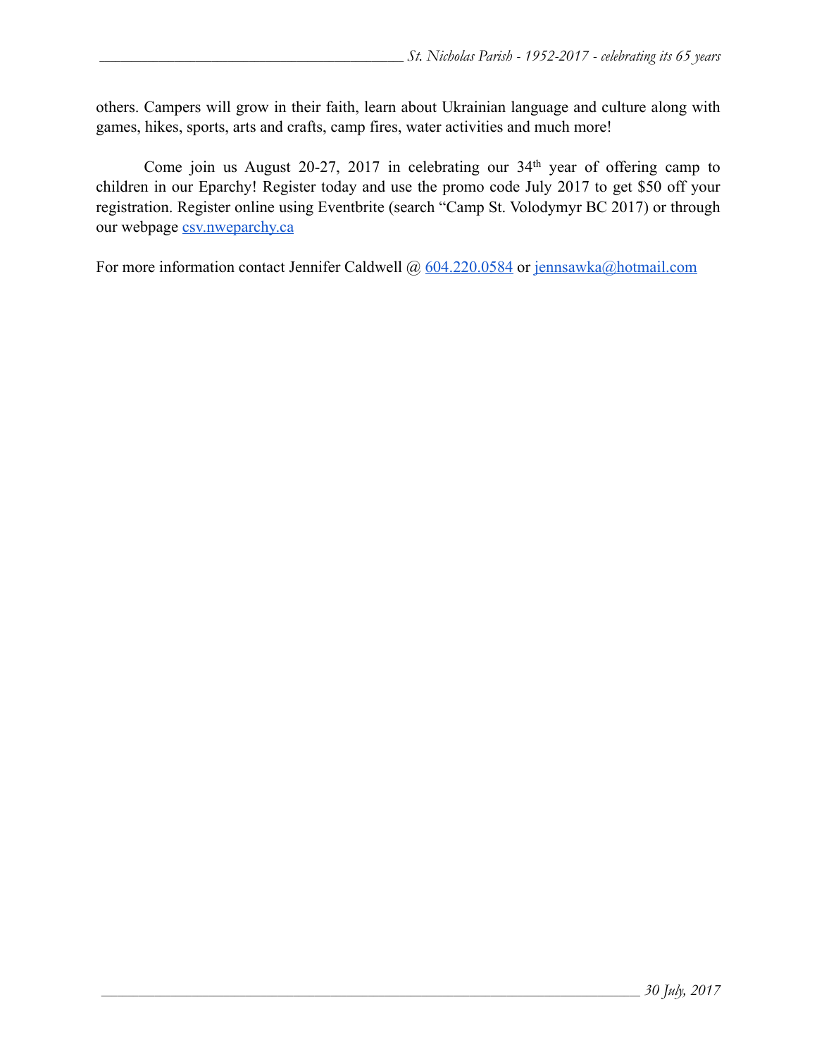others. Campers will grow in their faith, learn about Ukrainian language and culture along with games, hikes, sports, arts and crafts, camp fires, water activities and much more!

Come join us August 20-27, 2017 in celebrating our 34th year of offering camp to children in our Eparchy! Register today and use the promo code July 2017 to get $50 off your registration. Register online using Eventbrite (search "Camp St. Volodymyr BC 2017) or through our webpage csv.nweparchy.ca

For more information contact Jennifer Caldwell @ 604.220.0584 or jennsawka@hotmail.com